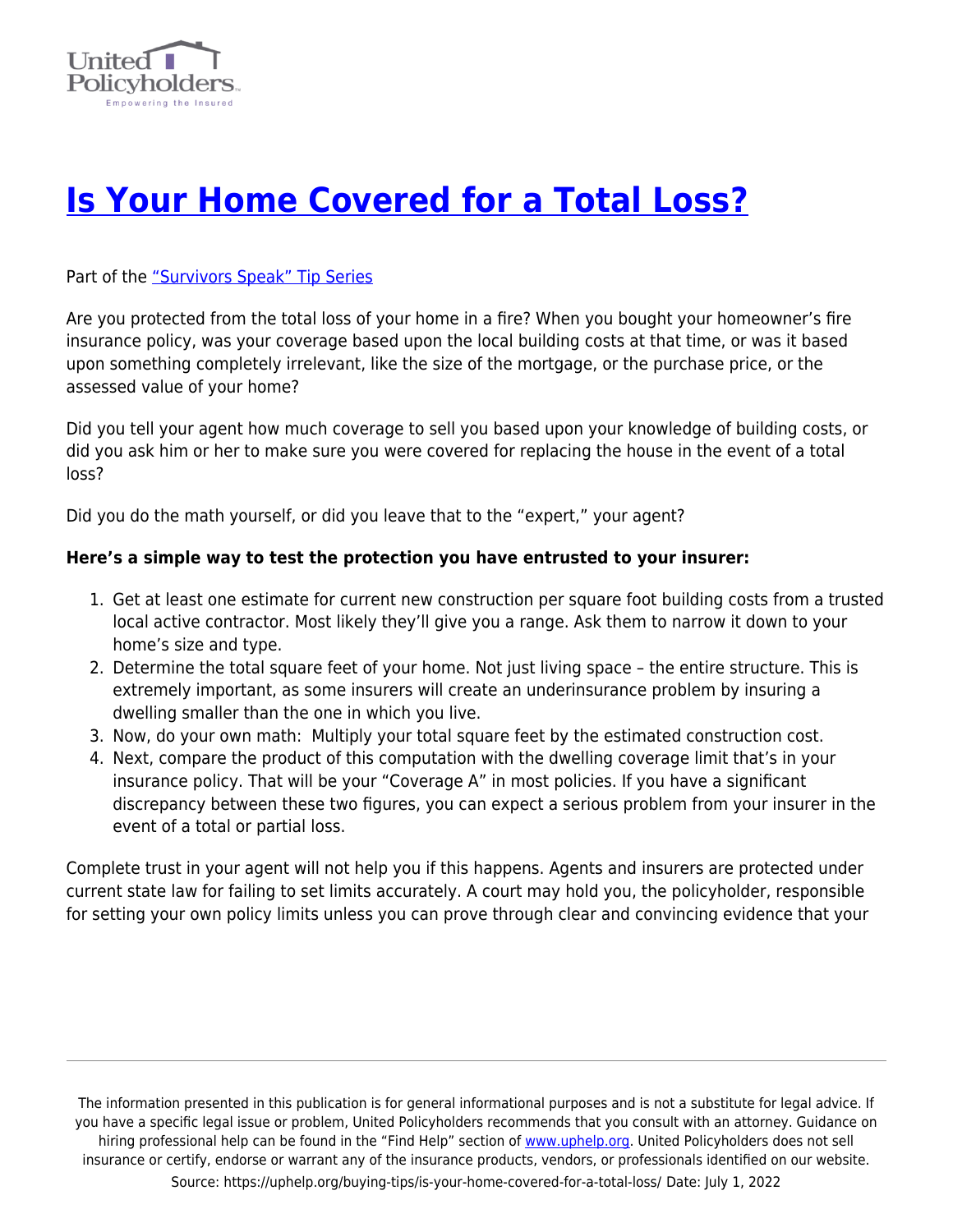# [Is Your Home Covered for a Total Loss?](https://uphelp.org/buying-tips/is-your-home-covered-for-a-total-loss/)

Part of the ["Survivors Speak" Tip Series]()

Are you protected from the total loss of your home in a fire? When you bought your homeowner's fire insurance policy, was your coverage based upon the local building costs at that time, or was it based upon something completely irrelevant, like the size of the mortgage, or the purchase price, or the assessed value of your home?

Did you tell your agent how much coverage to sell you based upon your knowledge of building costs, or did you ask him or her to make sure you were covered for replacing the house in the event of a total loss?

Did you do the math yourself, or did you leave that to the "expert," your agent?

**Here's a simple way to test the protection you have entrusted to your insurer:**

1. Get at least one estimate for current new construction per square foot building costs from a trusted local active contractor. Most likely they'll give you a range. Ask them to narrow it down to your home's size and type.
2. Determine the total square feet of your home. Not just living space – the entire structure. This is extremely important, as some insurers will create an underinsurance problem by insuring a dwelling smaller than the one in which you live.
3. Now, do your own math: Multiply your total square feet by the estimated construction cost.
4. Next, compare the product of this computation with the dwelling coverage limit that's in your insurance policy. That will be your "Coverage A" in most policies. If you have a significant discrepancy between these two figures, you can expect a serious problem from your insurer in the event of a total or partial loss.

Complete trust in your agent will not help you if this happens. Agents and insurers are protected under current state law for failing to set limits accurately. A court may hold you, the policyholder, responsible for setting your own policy limits unless you can prove through clear and convincing evidence that your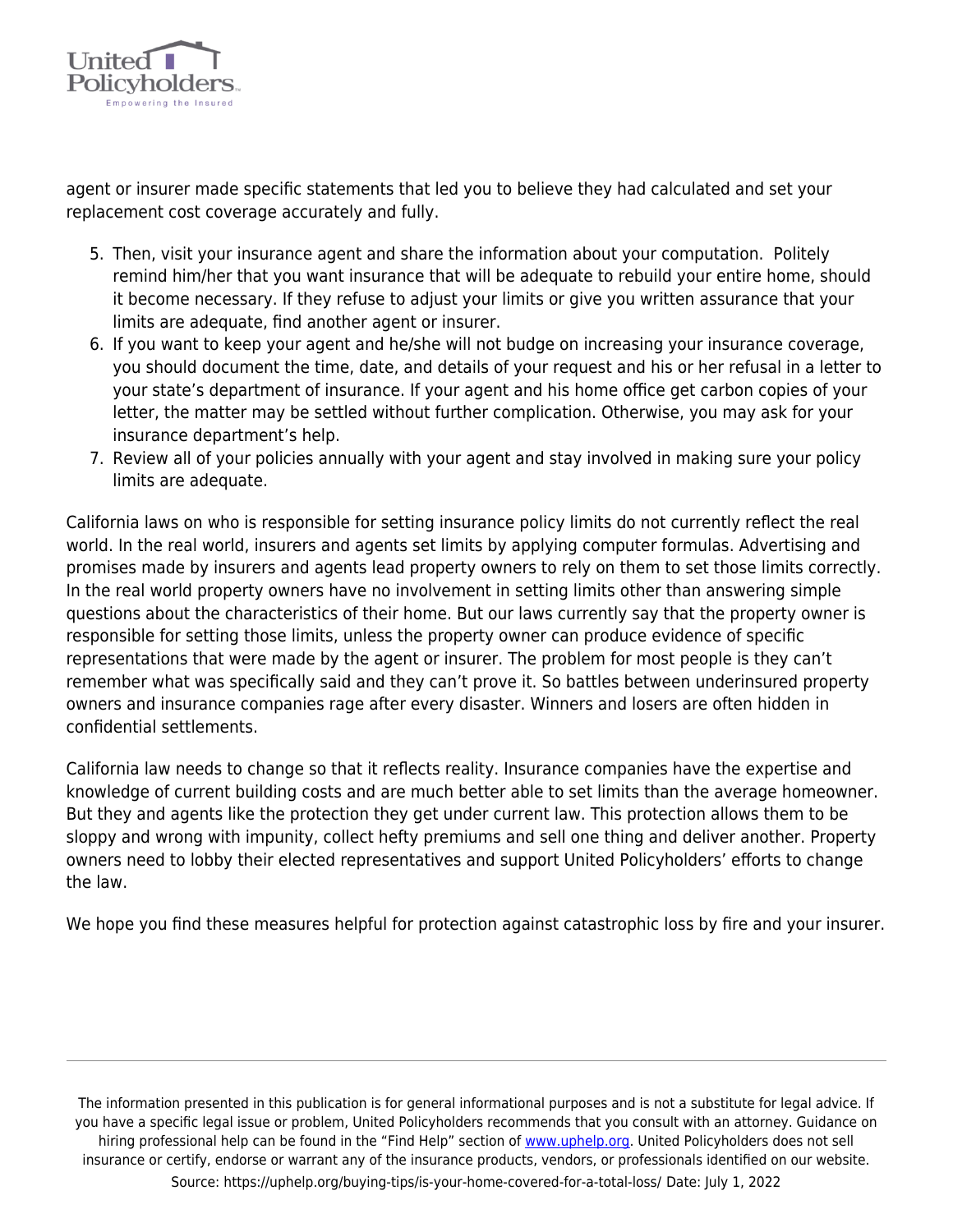agent or insurer made specific statements that led you to believe they had calculated and set your replacement cost coverage accurately and fully.

5. Then, visit your insurance agent and share the information about your computation. Politely remind him/her that you want insurance that will be adequate to rebuild your entire home, should it become necessary. If they refuse to adjust your limits or give you written assurance that your limits are adequate, find another agent or insurer.
6. If you want to keep your agent and he/she will not budge on increasing your insurance coverage, you should document the time, date, and details of your request and his or her refusal in a letter to your state's department of insurance. If your agent and his home office get carbon copies of your letter, the matter may be settled without further complication. Otherwise, you may ask for your insurance department's help.
7. Review all of your policies annually with your agent and stay involved in making sure your policy limits are adequate.

California laws on who is responsible for setting insurance policy limits do not currently reflect the real world. In the real world, insurers and agents set limits by applying computer formulas. Advertising and promises made by insurers and agents lead property owners to rely on them to set those limits correctly. In the real world property owners have no involvement in setting limits other than answering simple questions about the characteristics of their home. But our laws currently say that the property owner is responsible for setting those limits, unless the property owner can produce evidence of specific representations that were made by the agent or insurer. The problem for most people is they can't remember what was specifically said and they can't prove it. So battles between underinsured property owners and insurance companies rage after every disaster. Winners and losers are often hidden in confidential settlements.

California law needs to change so that it reflects reality. Insurance companies have the expertise and knowledge of current building costs and are much better able to set limits than the average homeowner. But they and agents like the protection they get under current law. This protection allows them to be sloppy and wrong with impunity, collect hefty premiums and sell one thing and deliver another. Property owners need to lobby their elected representatives and support United Policyholders' efforts to change the law.

We hope you find these measures helpful for protection against catastrophic loss by fire and your insurer.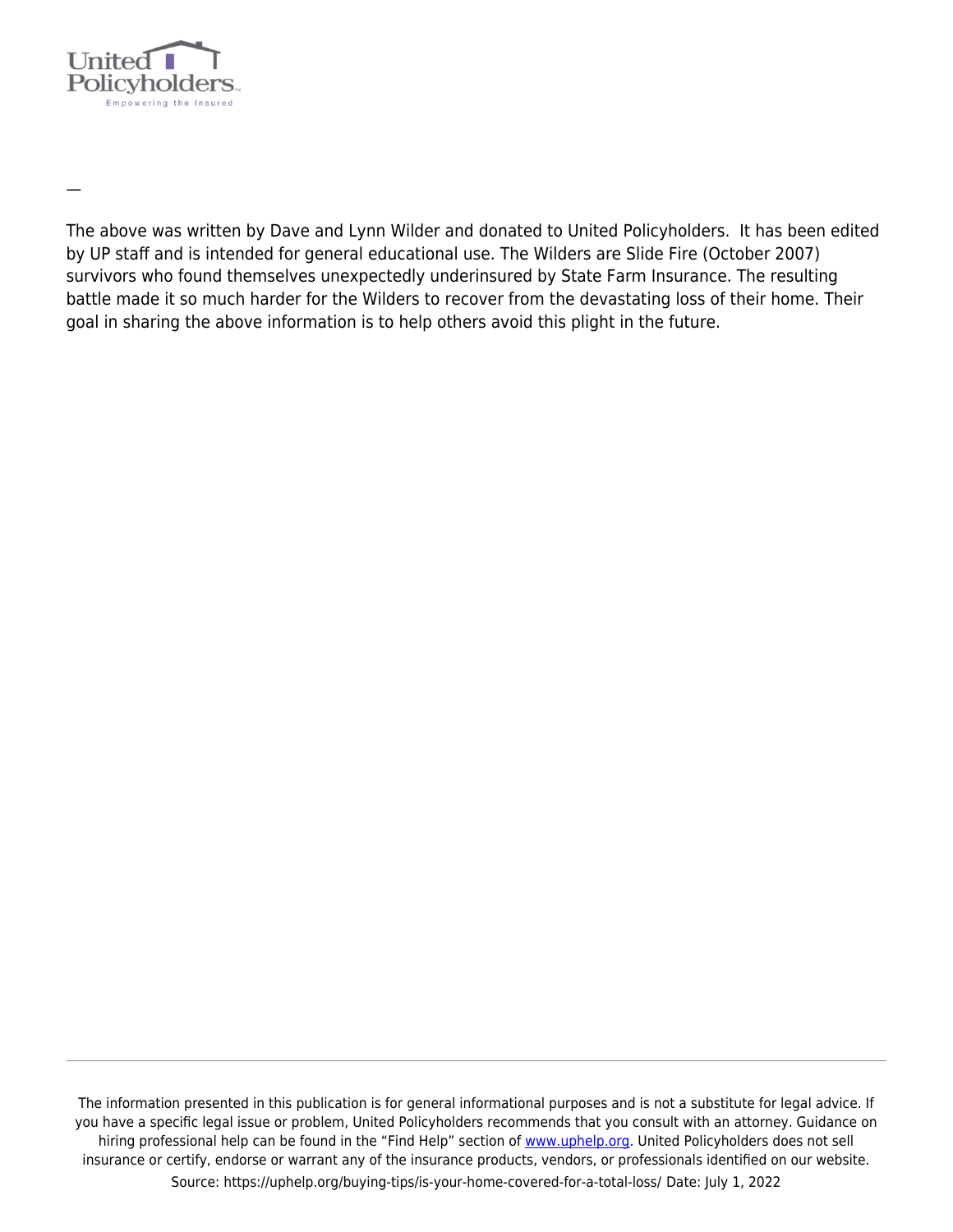—

The above was written by Dave and Lynn Wilder and donated to United Policyholders. It has been edited by UP staff and is intended for general educational use. The Wilders are Slide Fire (October 2007) survivors who found themselves unexpectedly underinsured by State Farm Insurance. The resulting battle made it so much harder for the Wilders to recover from the devastating loss of their home. Their goal in sharing the above information is to help others avoid this plight in the future.